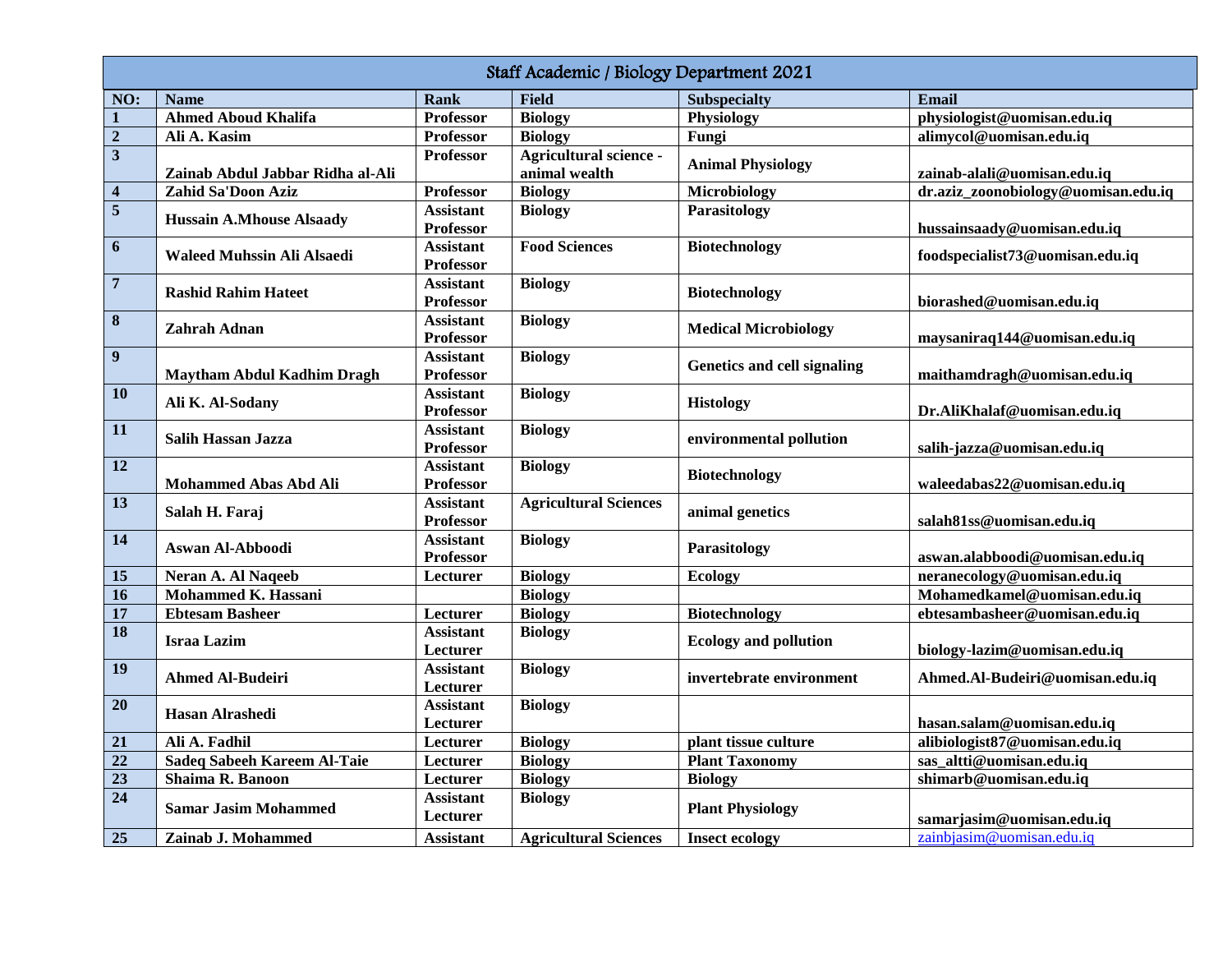| Staff Academic / Biology Department 2021 | | | | | |
|---|---|---|---|---|---|
| **NO:** | **Name** | **Rank** | **Field** | **Subspecialty** | **Email** |
| **1** | **Ahmed Aboud Khalifa** | **Professor** | **Biology** | **Physiology** | **physiologist@uomisan.edu.iq** |
| **2** | **Ali A. Kasim** | **Professor** | **Biology** | **Fungi** | **alimycol@uomisan.edu.iq** |
| **3** | **Zainab Abdul Jabbar Ridha al-Ali** | **Professor** | **Agricultural science - animal wealth** | **Animal Physiology** | **zainab-alali@uomisan.edu.iq** |
| **4** | **Zahid Sa'Doon Aziz** | **Professor** | **Biology** | **Microbiology** | **dr.aziz_zoonobiology@uomisan.edu.iq** |
| **5** | **Hussain A.Mhouse Alsaady** | **Assistant Professor** | **Biology** | **Parasitology** | **hussainsaady@uomisan.edu.iq** |
| **6** | **Waleed Muhssin Ali Alsaedi** | **Assistant Professor** | **Food Sciences** | **Biotechnology** | **foodspecialist73@uomisan.edu.iq** |
| **7** | **Rashid Rahim Hateet** | **Assistant Professor** | **Biology** | **Biotechnology** | **biorashed@uomisan.edu.iq** |
| **8** | **Zahrah Adnan** | **Assistant Professor** | **Biology** | **Medical Microbiology** | **maysaniraq144@uomisan.edu.iq** |
| **9** | **Maytham Abdul Kadhim Dragh** | **Assistant Professor** | **Biology** | **Genetics and cell signaling** | **maithamdragh@uomisan.edu.iq** |
| **10** | **Ali K. Al-Sodany** | **Assistant Professor** | **Biology** | **Histology** | **Dr.AliKhalaf@uomisan.edu.iq** |
| **11** | **Salih Hassan Jazza** | **Assistant Professor** | **Biology** | **environmental pollution** | **salih-jazza@uomisan.edu.iq** |
| **12** | **Mohammed Abas Abd Ali** | **Assistant Professor** | **Biology** | **Biotechnology** | **waleedabas22@uomisan.edu.iq** |
| **13** | **Salah H. Faraj** | **Assistant Professor** | **Agricultural Sciences** | **animal genetics** | **salah81ss@uomisan.edu.iq** |
| **14** | **Aswan Al-Abboodi** | **Assistant Professor** | **Biology** | **Parasitology** | **aswan.alabboodi@uomisan.edu.iq** |
| **15** | **Neran A. Al Naqeeb** | **Lecturer** | **Biology** | **Ecology** | **neranecology@uomisan.edu.iq** |
| **16** | **Mohammed K. Hassani** | | **Biology** | | **Mohamedkamel@uomisan.edu.iq** |
| **17** | **Ebtesam Basheer** | **Lecturer** | **Biology** | **Biotechnology** | **ebtesambasheer@uomisan.edu.iq** |
| **18** | **Israa Lazim** | **Assistant Lecturer** | **Biology** | **Ecology and pollution** | **biology-lazim@uomisan.edu.iq** |
| **19** | **Ahmed Al-Budeiri** | **Assistant Lecturer** | **Biology** | **invertebrate environment** | **Ahmed.Al-Budeiri@uomisan.edu.iq** |
| **20** | **Hasan Alrashedi** | **Assistant Lecturer** | **Biology** | | **hasan.salam@uomisan.edu.iq** |
| **21** | **Ali A. Fadhil** | **Lecturer** | **Biology** | **plant tissue culture** | **alibiologist87@uomisan.edu.iq** |
| **22** | **Sadeq Sabeeh Kareem Al-Taie** | **Lecturer** | **Biology** | **Plant Taxonomy** | **sas_altti@uomisan.edu.iq** |
| **23** | **Shaima R. Banoon** | **Lecturer** | **Biology** | **Biology** | **shimarb@uomisan.edu.iq** |
| **24** | **Samar Jasim Mohammed** | **Assistant Lecturer** | **Biology** | **Plant Physiology** | **samarjasim@uomisan.edu.iq** |
| **25** | **Zainab J. Mohammed** | **Assistant** | **Agricultural Sciences** | **Insect ecology** | zainbjasim@uomisan.edu.iq |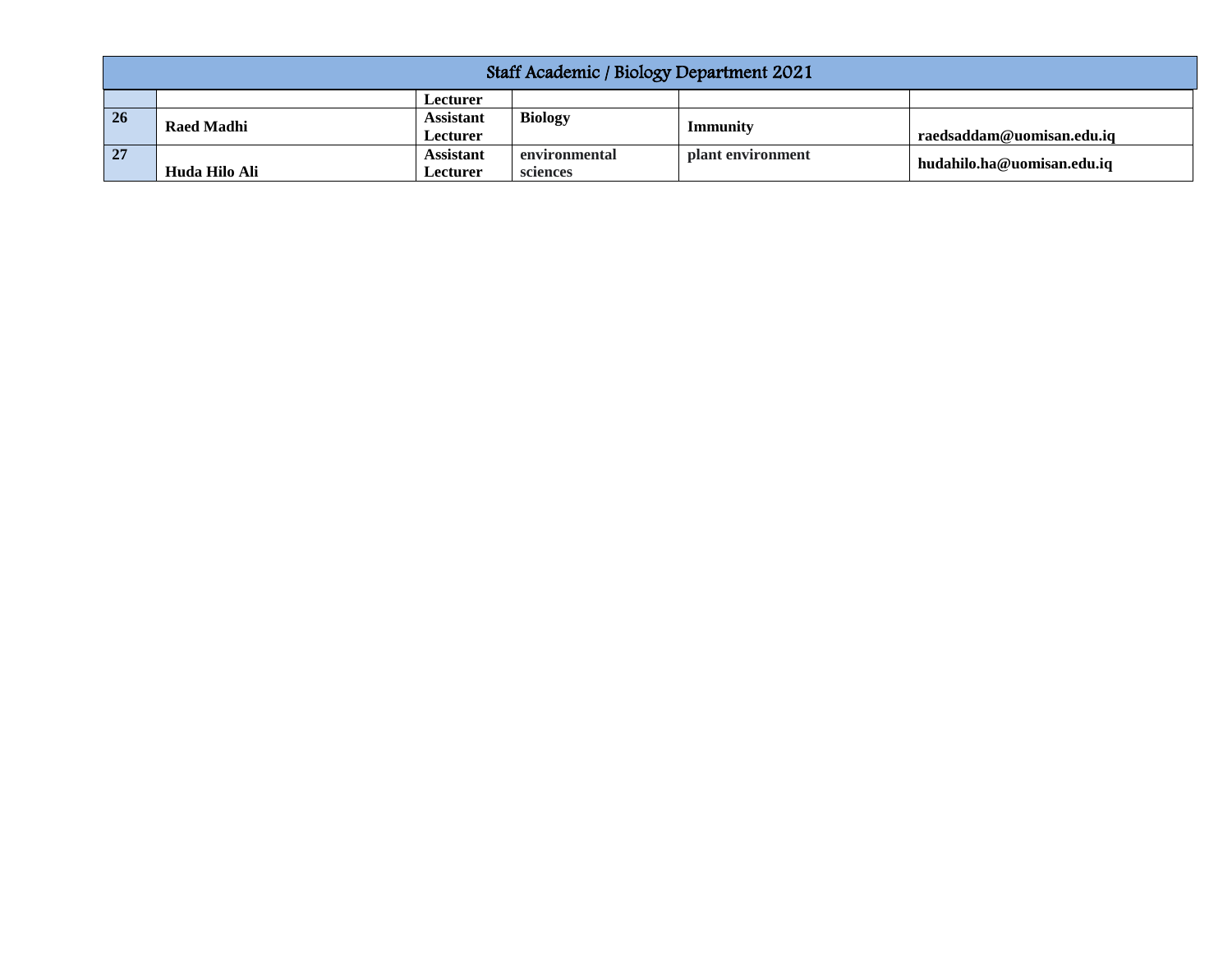# Staff Academic / Biology Department 2021

| | | | | | |
|---|---|---|---|---|---|
| | | **Lecturer** | | | |
| **26** | **Raed Madhi** | **Assistant Lecturer** | **Biology** | **Immunity** | **raedsaddam@uomisan.edu.iq** |
| **27** | **Huda Hilo Ali** | **Assistant Lecturer** | **environmental sciences** | **plant environment** | **hudahilo.ha@uomisan.edu.iq** |